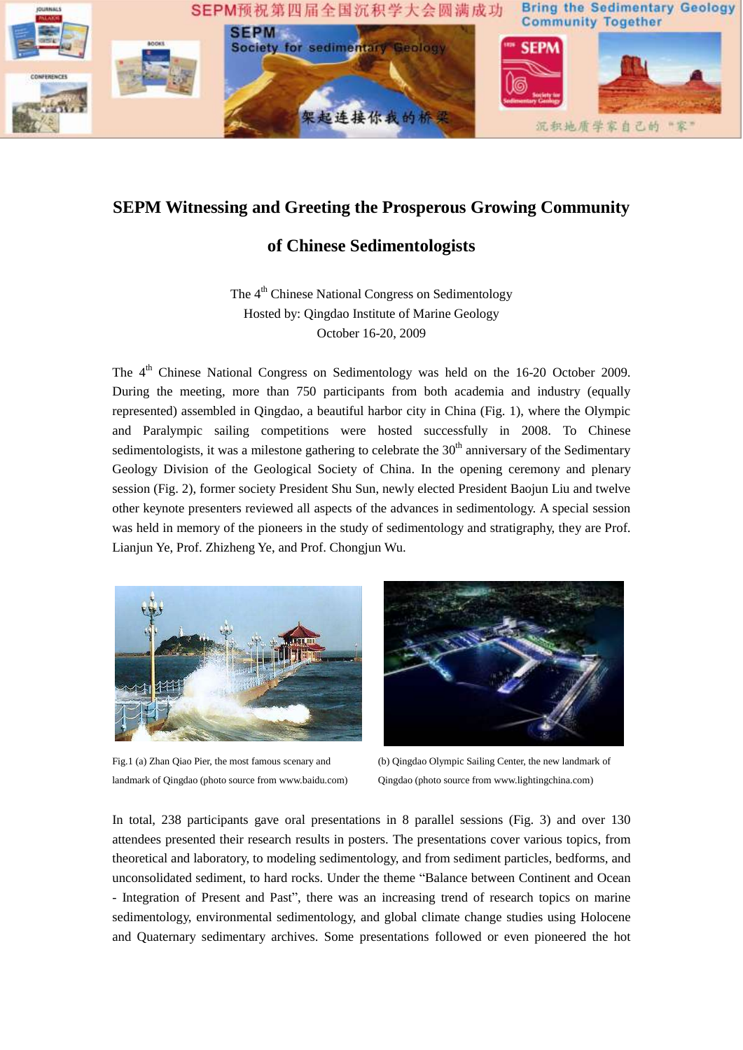# SEPM Witnessing and Greeting the Prosperous Growing Community of Chinese Sedimentologists

The 4th Chinese National Congress on Sedimentology
Hosted by: Qingdao Institute of Marine Geology
October 16-20, 2009

The 4th Chinese National Congress on Sedimentology was held on the 16-20 October 2009. During the meeting, more than 750 participants from both academia and industry (equally represented) assembled in Qingdao, a beautiful harbor city in China (Fig. 1), where the Olympic and Paralympic sailing competitions were hosted successfully in 2008. To Chinese sedimentologists, it was a milestone gathering to celebrate the 30th anniversary of the Sedimentary Geology Division of the Geological Society of China. In the opening ceremony and plenary session (Fig. 2), former society President Shu Sun, newly elected President Baojun Liu and twelve other keynote presenters reviewed all aspects of the advances in sedimentology. A special session was held in memory of the pioneers in the study of sedimentology and stratigraphy, they are Prof. Lianjun Ye, Prof. Zhizheng Ye, and Prof. Chongjun Wu.

Fig.1 (a) Zhan Qiao Pier, the most famous scenary and landmark of Qingdao (photo source from www.baidu.com)

(b) Qingdao Olympic Sailing Center, the new landmark of Qingdao (photo source from www.lightingchina.com)

In total, 238 participants gave oral presentations in 8 parallel sessions (Fig. 3) and over 130 attendees presented their research results in posters. The presentations cover various topics, from theoretical and laboratory, to modeling sedimentology, and from sediment particles, bedforms, and unconsolidated sediment, to hard rocks. Under the theme "Balance between Continent and Ocean - Integration of Present and Past", there was an increasing trend of research topics on marine sedimentology, environmental sedimentology, and global climate change studies using Holocene and Quaternary sedimentary archives. Some presentations followed or even pioneered the hot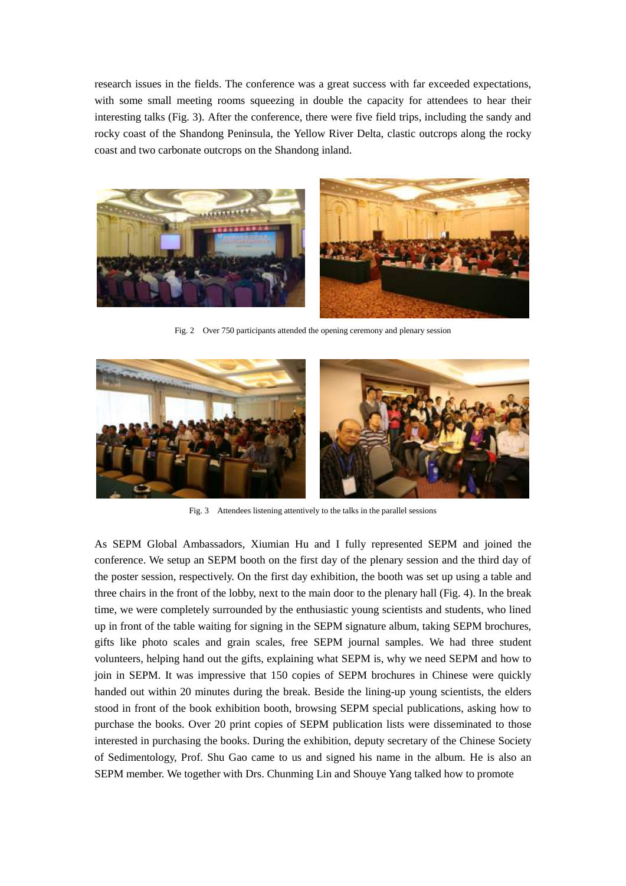research issues in the fields. The conference was a great success with far exceeded expectations, with some small meeting rooms squeezing in double the capacity for attendees to hear their interesting talks (Fig. 3). After the conference, there were five field trips, including the sandy and rocky coast of the Shandong Peninsula, the Yellow River Delta, clastic outcrops along the rocky coast and two carbonate outcrops on the Shandong inland.

Fig. 2 Over 750 participants attended the opening ceremony and plenary session

Fig. 3 Attendees listening attentively to the talks in the parallel sessions

As SEPM Global Ambassadors, Xiumian Hu and I fully represented SEPM and joined the conference. We setup an SEPM booth on the first day of the plenary session and the third day of the poster session, respectively. On the first day exhibition, the booth was set up using a table and three chairs in the front of the lobby, next to the main door to the plenary hall (Fig. 4). In the break time, we were completely surrounded by the enthusiastic young scientists and students, who lined up in front of the table waiting for signing in the SEPM signature album, taking SEPM brochures, gifts like photo scales and grain scales, free SEPM journal samples. We had three student volunteers, helping hand out the gifts, explaining what SEPM is, why we need SEPM and how to join in SEPM. It was impressive that 150 copies of SEPM brochures in Chinese were quickly handed out within 20 minutes during the break. Beside the lining-up young scientists, the elders stood in front of the book exhibition booth, browsing SEPM special publications, asking how to purchase the books. Over 20 print copies of SEPM publication lists were disseminated to those interested in purchasing the books. During the exhibition, deputy secretary of the Chinese Society of Sedimentology, Prof. Shu Gao came to us and signed his name in the album. He is also an SEPM member. We together with Drs. Chunming Lin and Shouye Yang talked how to promote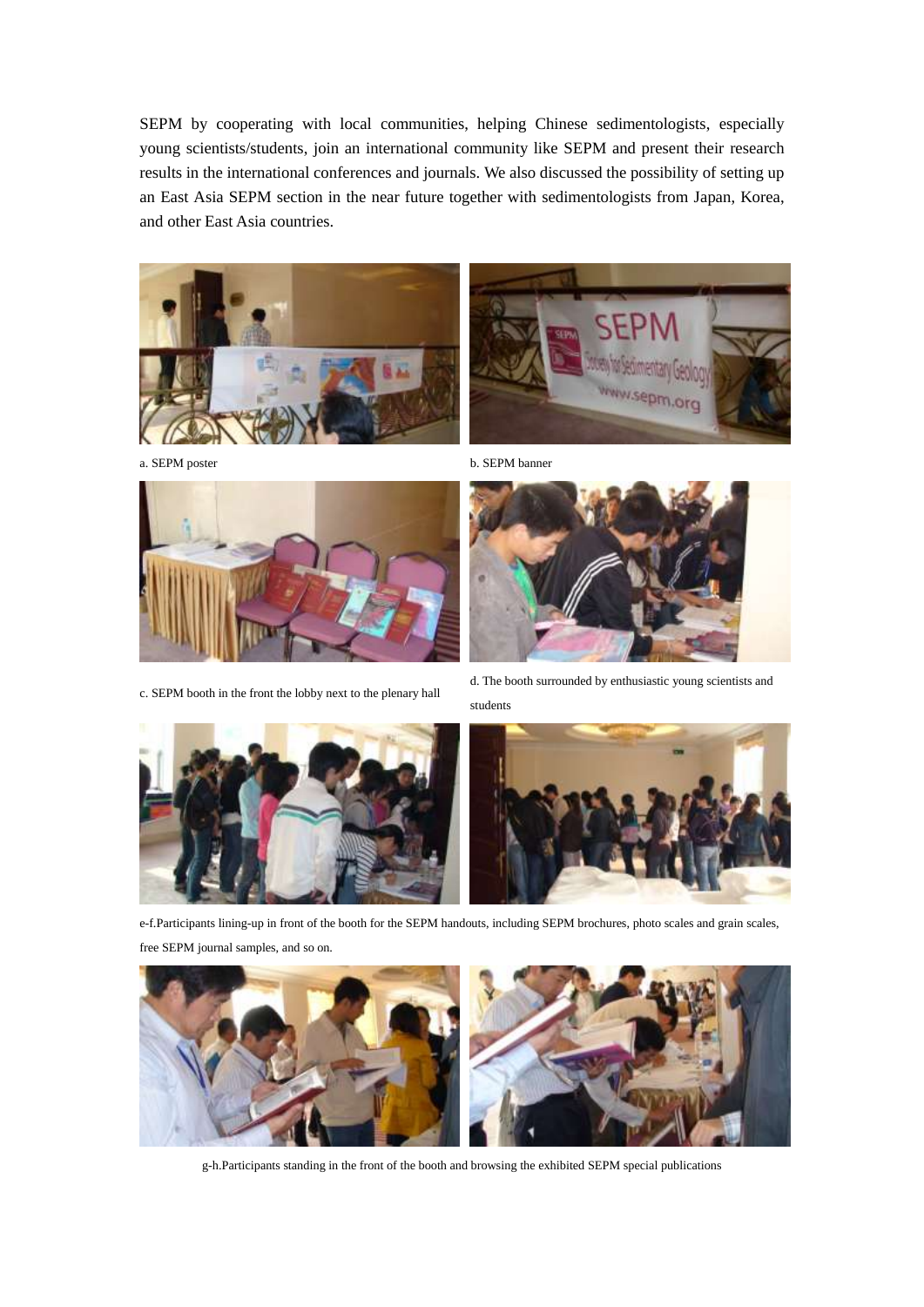SEPM by cooperating with local communities, helping Chinese sedimentologists, especially young scientists/students, join an international community like SEPM and present their research results in the international conferences and journals. We also discussed the possibility of setting up an East Asia SEPM section in the near future together with sedimentologists from Japan, Korea, and other East Asia countries.

a. SEPM poster

b. SEPM banner

c. SEPM booth in the front the lobby next to the plenary hall

d. The booth surrounded by enthusiastic young scientists and students

e-f.Participants lining-up in front of the booth for the SEPM handouts, including SEPM brochures, photo scales and grain scales, free SEPM journal samples, and so on.

g-h.Participants standing in the front of the booth and browsing the exhibited SEPM special publications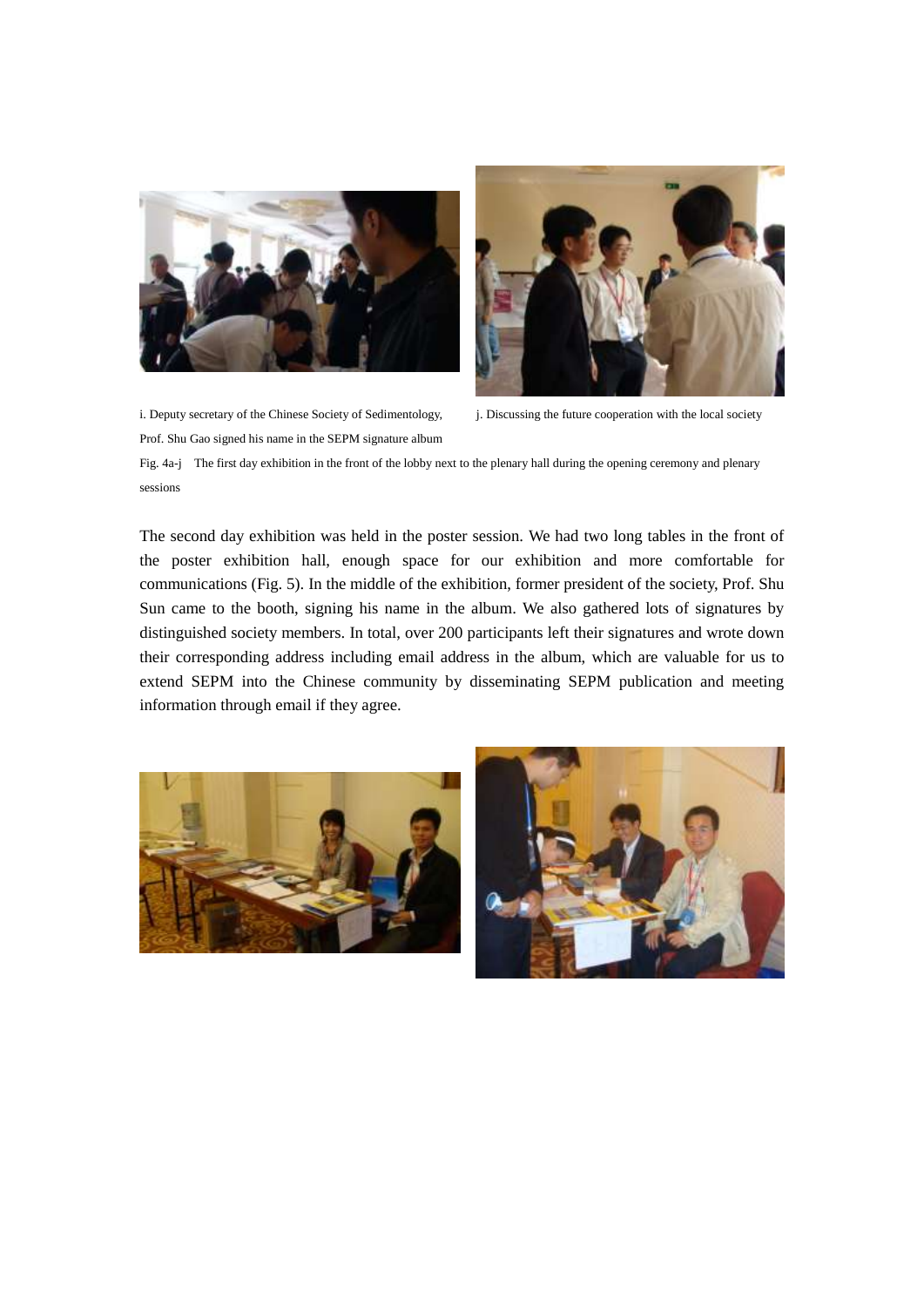i. Deputy secretary of the Chinese Society of Sedimentology, Prof. Shu Gao signed his name in the SEPM signature album

j. Discussing the future cooperation with the local society

Fig. 4a-j The first day exhibition in the front of the lobby next to the plenary hall during the opening ceremony and plenary sessions

The second day exhibition was held in the poster session. We had two long tables in the front of the poster exhibition hall, enough space for our exhibition and more comfortable for communications (Fig. 5). In the middle of the exhibition, former president of the society, Prof. Shu Sun came to the booth, signing his name in the album. We also gathered lots of signatures by distinguished society members. In total, over 200 participants left their signatures and wrote down their corresponding address including email address in the album, which are valuable for us to extend SEPM into the Chinese community by disseminating SEPM publication and meeting information through email if they agree.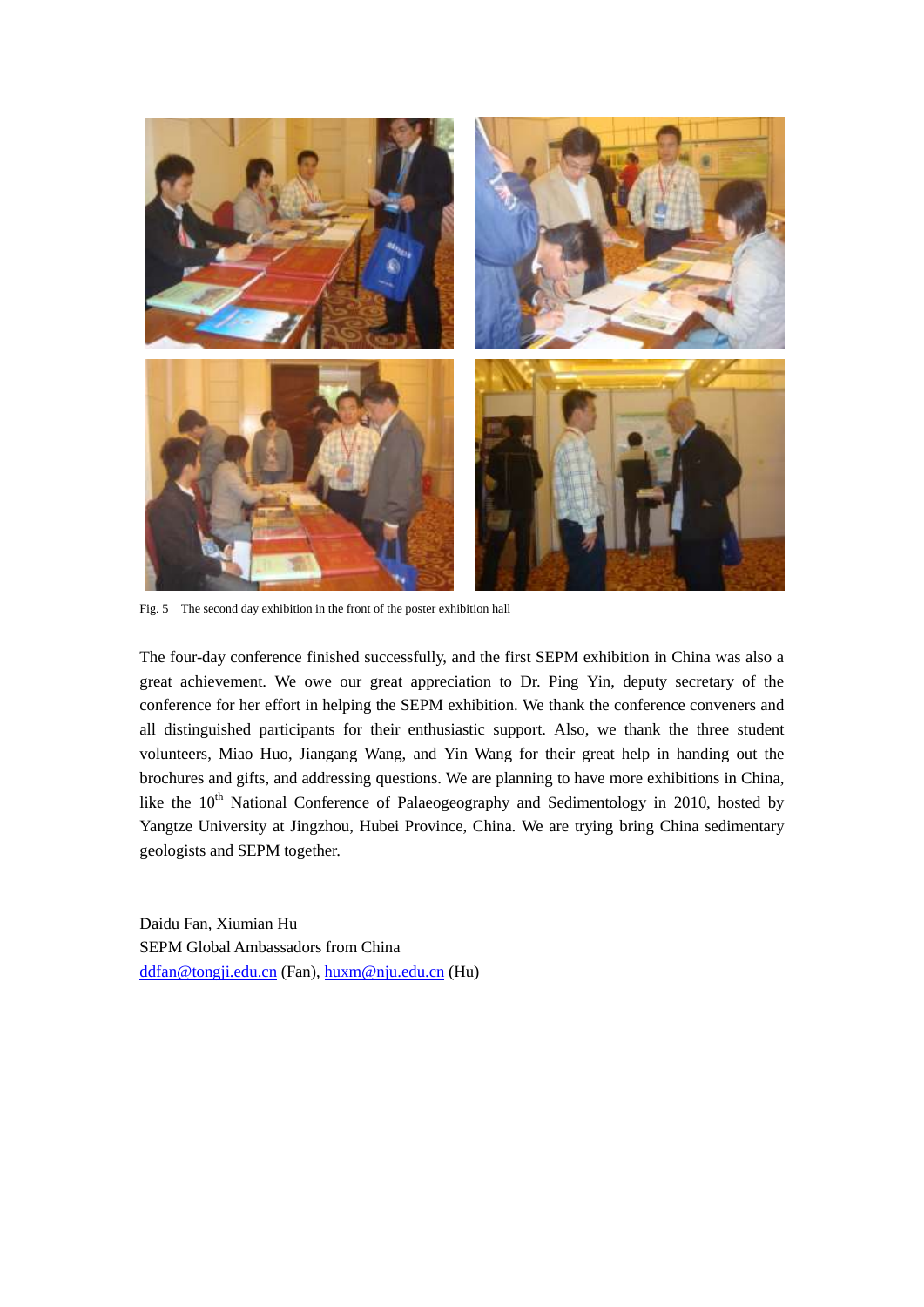Fig. 5 The second day exhibition in the front of the poster exhibition hall

The four-day conference finished successfully, and the first SEPM exhibition in China was also a great achievement. We owe our great appreciation to Dr. Ping Yin, deputy secretary of the conference for her effort in helping the SEPM exhibition. We thank the conference conveners and all distinguished participants for their enthusiastic support. Also, we thank the three student volunteers, Miao Huo, Jiangang Wang, and Yin Wang for their great help in handing out the brochures and gifts, and addressing questions. We are planning to have more exhibitions in China, like the 10th National Conference of Palaeogeography and Sedimentology in 2010, hosted by Yangtze University at Jingzhou, Hubei Province, China. We are trying bring China sedimentary geologists and SEPM together.

Daidu Fan, Xiumian Hu
SEPM Global Ambassadors from China
ddfan@tongji.edu.cn (Fan), huxm@nju.edu.cn (Hu)